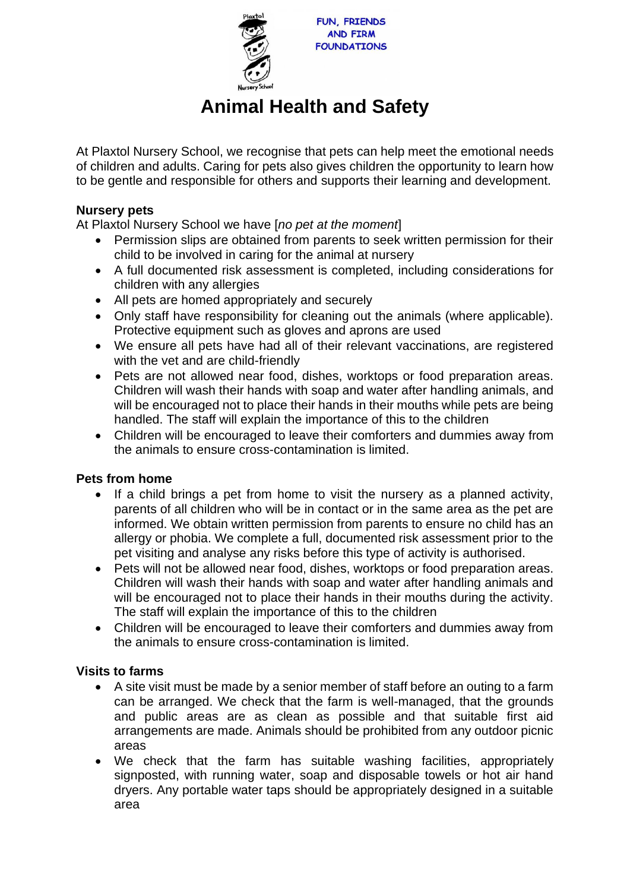FUN, FRIENDS AND FIRM FOUNDATIONS

# Animal Health and Safety

At Plaxtol Nursery School, we recognise that pets can help meet the emotional needs of children and adults. Caring for pets also gives children the opportunity to learn how to be gentle and responsible for others and supports their learning and development.

**Nursery pets**

At Plaxtol Nursery School we have [*no pet at the moment*]

- Permission slips are obtained from parents to seek written permission for their child to be involved in caring for the animal at nursery
- A full documented risk assessment is completed, including considerations for children with any allergies
- All pets are homed appropriately and securely
- Only staff have responsibility for cleaning out the animals (where applicable). Protective equipment such as gloves and aprons are used
- We ensure all pets have had all of their relevant vaccinations, are registered with the vet and are child-friendly
- Pets are not allowed near food, dishes, worktops or food preparation areas. Children will wash their hands with soap and water after handling animals, and will be encouraged not to place their hands in their mouths while pets are being handled. The staff will explain the importance of this to the children
- Children will be encouraged to leave their comforters and dummies away from the animals to ensure cross-contamination is limited.

**Pets from home**

- If a child brings a pet from home to visit the nursery as a planned activity, parents of all children who will be in contact or in the same area as the pet are informed. We obtain written permission from parents to ensure no child has an allergy or phobia. We complete a full, documented risk assessment prior to the pet visiting and analyse any risks before this type of activity is authorised.
- Pets will not be allowed near food, dishes, worktops or food preparation areas. Children will wash their hands with soap and water after handling animals and will be encouraged not to place their hands in their mouths during the activity. The staff will explain the importance of this to the children
- Children will be encouraged to leave their comforters and dummies away from the animals to ensure cross-contamination is limited.

**Visits to farms**

- A site visit must be made by a senior member of staff before an outing to a farm can be arranged. We check that the farm is well-managed, that the grounds and public areas are as clean as possible and that suitable first aid arrangements are made. Animals should be prohibited from any outdoor picnic areas
- We check that the farm has suitable washing facilities, appropriately signposted, with running water, soap and disposable towels or hot air hand dryers. Any portable water taps should be appropriately designed in a suitable area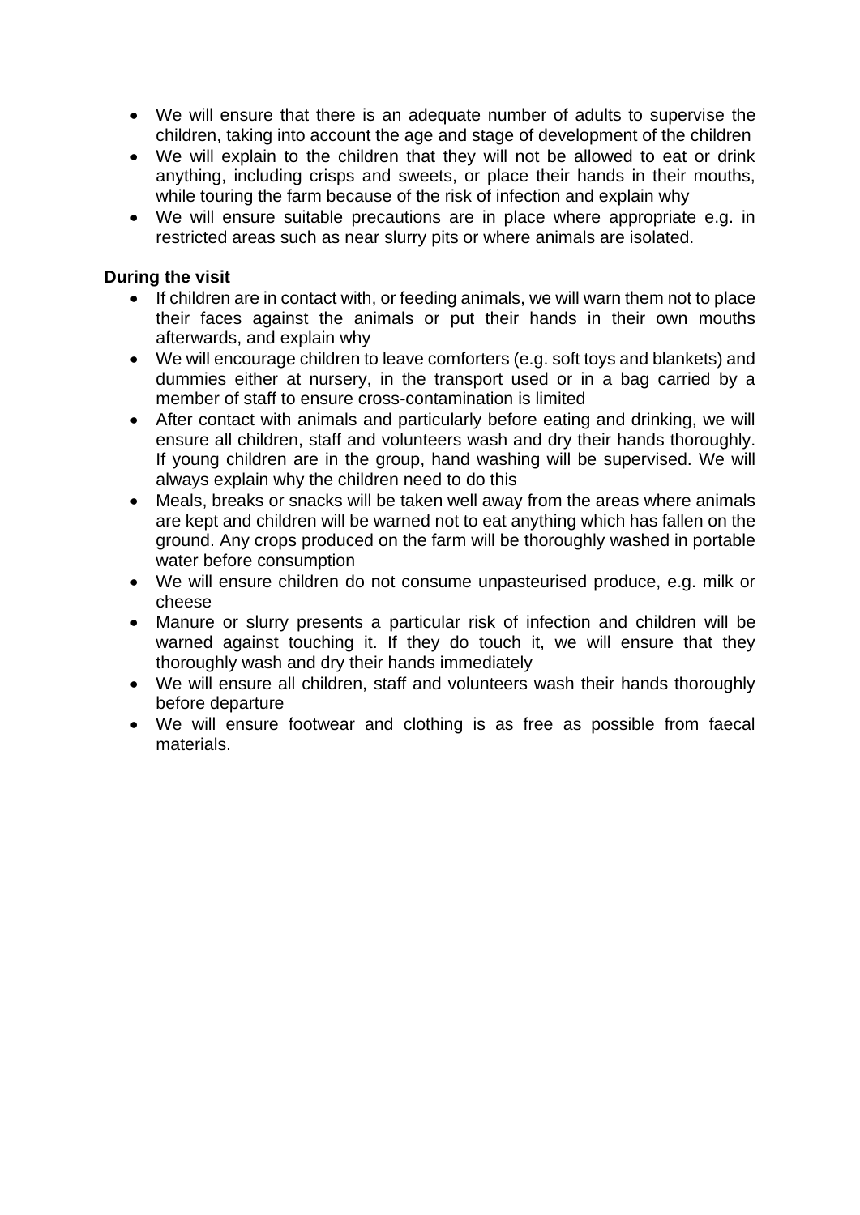- We will ensure that there is an adequate number of adults to supervise the children, taking into account the age and stage of development of the children
- We will explain to the children that they will not be allowed to eat or drink anything, including crisps and sweets, or place their hands in their mouths, while touring the farm because of the risk of infection and explain why
- We will ensure suitable precautions are in place where appropriate e.g. in restricted areas such as near slurry pits or where animals are isolated.

**During the visit**

- If children are in contact with, or feeding animals, we will warn them not to place their faces against the animals or put their hands in their own mouths afterwards, and explain why
- We will encourage children to leave comforters (e.g. soft toys and blankets) and dummies either at nursery, in the transport used or in a bag carried by a member of staff to ensure cross-contamination is limited
- After contact with animals and particularly before eating and drinking, we will ensure all children, staff and volunteers wash and dry their hands thoroughly. If young children are in the group, hand washing will be supervised. We will always explain why the children need to do this
- Meals, breaks or snacks will be taken well away from the areas where animals are kept and children will be warned not to eat anything which has fallen on the ground. Any crops produced on the farm will be thoroughly washed in portable water before consumption
- We will ensure children do not consume unpasteurised produce, e.g. milk or cheese
- Manure or slurry presents a particular risk of infection and children will be warned against touching it. If they do touch it, we will ensure that they thoroughly wash and dry their hands immediately
- We will ensure all children, staff and volunteers wash their hands thoroughly before departure
- We will ensure footwear and clothing is as free as possible from faecal materials.